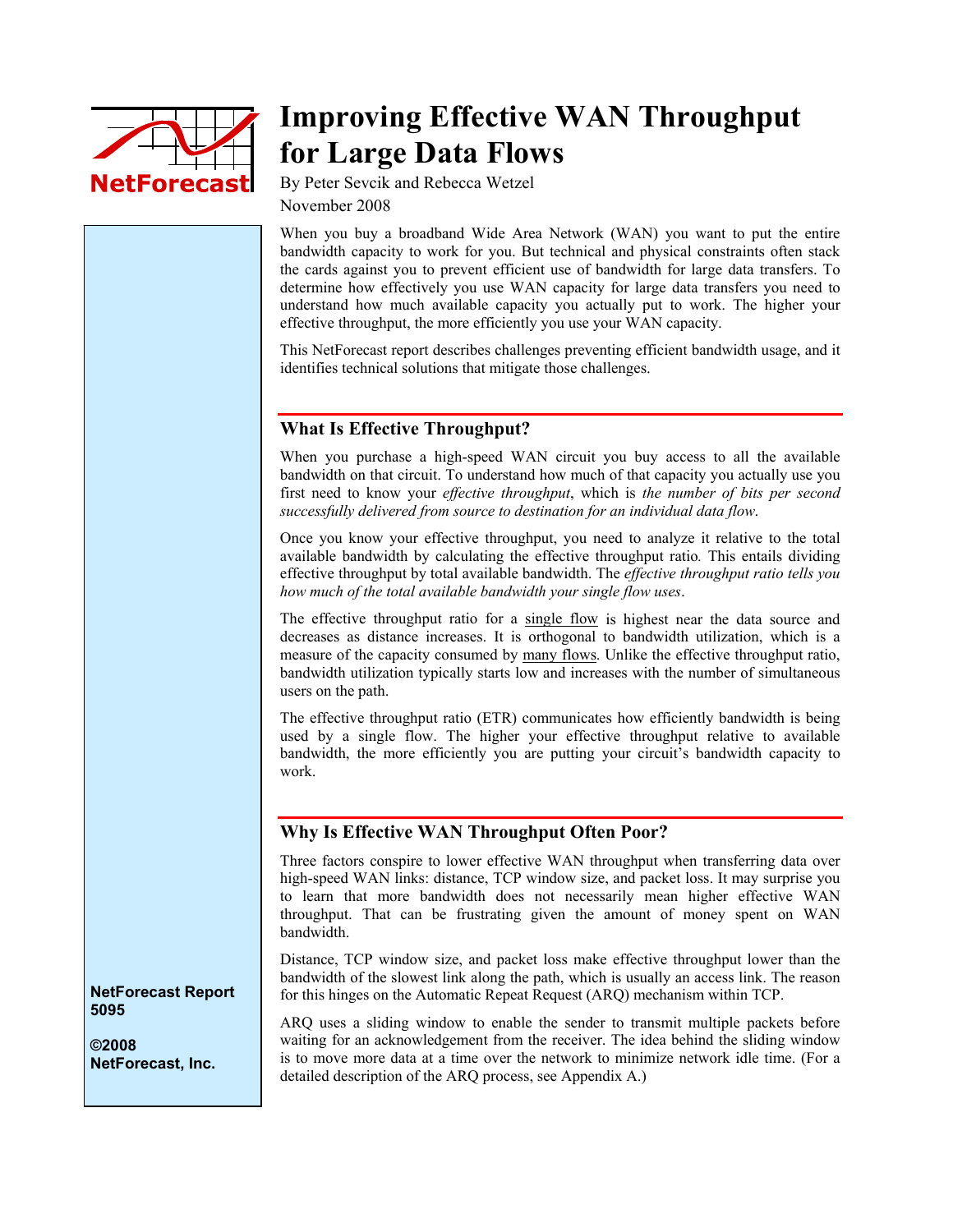# Improving Effective WAN Throughput for Large Data Flows

By Peter Sevcik and Rebecca Wetzel

November 2008

When you buy a broadband Wide Area Network (WAN) you want to put the entire bandwidth capacity to work for you. But technical and physical constraints often stack the cards against you to prevent efficient use of bandwidth for large data transfers. To determine how effectively you use WAN capacity for large data transfers you need to understand how much available capacity you actually put to work. The higher your effective throughput, the more efficiently you use your WAN capacity.

This NetForecast report describes challenges preventing efficient bandwidth usage, and it identifies technical solutions that mitigate those challenges.

NetForecast Report 5095

©2008 NetForecast, Inc.

## What Is Effective Throughput?

When you purchase a high-speed WAN circuit you buy access to all the available bandwidth on that circuit. To understand how much of that capacity you actually use you first need to know your *effective throughput*, which is *the number of bits per second successfully delivered from source to destination for an individual data flow*.

Once you know your effective throughput, you need to analyze it relative to the total available bandwidth by calculating the effective throughput ratio. This entails dividing effective throughput by total available bandwidth. The *effective throughput ratio tells you how much of the total available bandwidth your single flow uses*.

The effective throughput ratio for a single flow is highest near the data source and decreases as distance increases. It is orthogonal to bandwidth utilization, which is a measure of the capacity consumed by many flows. Unlike the effective throughput ratio, bandwidth utilization typically starts low and increases with the number of simultaneous users on the path.

The effective throughput ratio (ETR) communicates how efficiently bandwidth is being used by a single flow. The higher your effective throughput relative to available bandwidth, the more efficiently you are putting your circuit's bandwidth capacity to work.

## Why Is Effective WAN Throughput Often Poor?

Three factors conspire to lower effective WAN throughput when transferring data over high-speed WAN links: distance, TCP window size, and packet loss. It may surprise you to learn that more bandwidth does not necessarily mean higher effective WAN throughput. That can be frustrating given the amount of money spent on WAN bandwidth.

Distance, TCP window size, and packet loss make effective throughput lower than the bandwidth of the slowest link along the path, which is usually an access link. The reason for this hinges on the Automatic Repeat Request (ARQ) mechanism within TCP.

ARQ uses a sliding window to enable the sender to transmit multiple packets before waiting for an acknowledgement from the receiver. The idea behind the sliding window is to move more data at a time over the network to minimize network idle time. (For a detailed description of the ARQ process, see Appendix A.)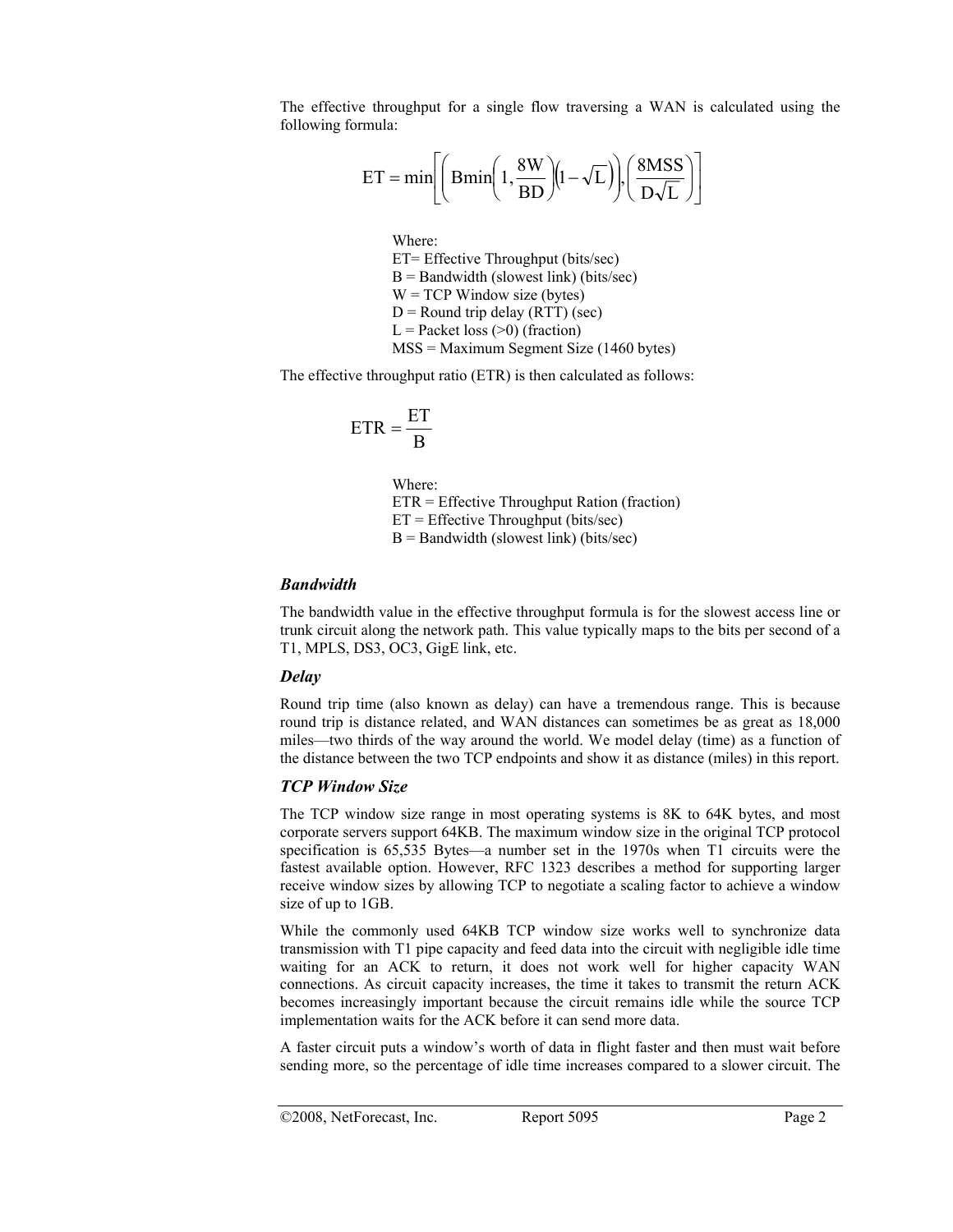The effective throughput for a single flow traversing a WAN is calculated using the following formula:

$$ET = \min\left[\left(B\min\left(1, \frac{8W}{BD}\right)\left(1-\sqrt{L}\right)\right), \left(\frac{8MSS}{D\sqrt{L}}\right)\right]$$

Where:
ET= Effective Throughput (bits/sec)
B = Bandwidth (slowest link) (bits/sec)
W = TCP Window size (bytes)
D = Round trip delay (RTT) (sec)
L = Packet loss (>0) (fraction)
MSS = Maximum Segment Size (1460 bytes)

The effective throughput ratio (ETR) is then calculated as follows:

$$ETR = \frac{ET}{B}$$

Where:
ETR = Effective Throughput Ration (fraction)
ET = Effective Throughput (bits/sec)
B = Bandwidth (slowest link) (bits/sec)

### *Bandwidth*

The bandwidth value in the effective throughput formula is for the slowest access line or trunk circuit along the network path. This value typically maps to the bits per second of a T1, MPLS, DS3, OC3, GigE link, etc.

### *Delay*

Round trip time (also known as delay) can have a tremendous range. This is because round trip is distance related, and WAN distances can sometimes be as great as 18,000 miles—two thirds of the way around the world. We model delay (time) as a function of the distance between the two TCP endpoints and show it as distance (miles) in this report.

### *TCP Window Size*

The TCP window size range in most operating systems is 8K to 64K bytes, and most corporate servers support 64KB. The maximum window size in the original TCP protocol specification is 65,535 Bytes—a number set in the 1970s when T1 circuits were the fastest available option. However, RFC 1323 describes a method for supporting larger receive window sizes by allowing TCP to negotiate a scaling factor to achieve a window size of up to 1GB.

While the commonly used 64KB TCP window size works well to synchronize data transmission with T1 pipe capacity and feed data into the circuit with negligible idle time waiting for an ACK to return, it does not work well for higher capacity WAN connections. As circuit capacity increases, the time it takes to transmit the return ACK becomes increasingly important because the circuit remains idle while the source TCP implementation waits for the ACK before it can send more data.

A faster circuit puts a window's worth of data in flight faster and then must wait before sending more, so the percentage of idle time increases compared to a slower circuit. The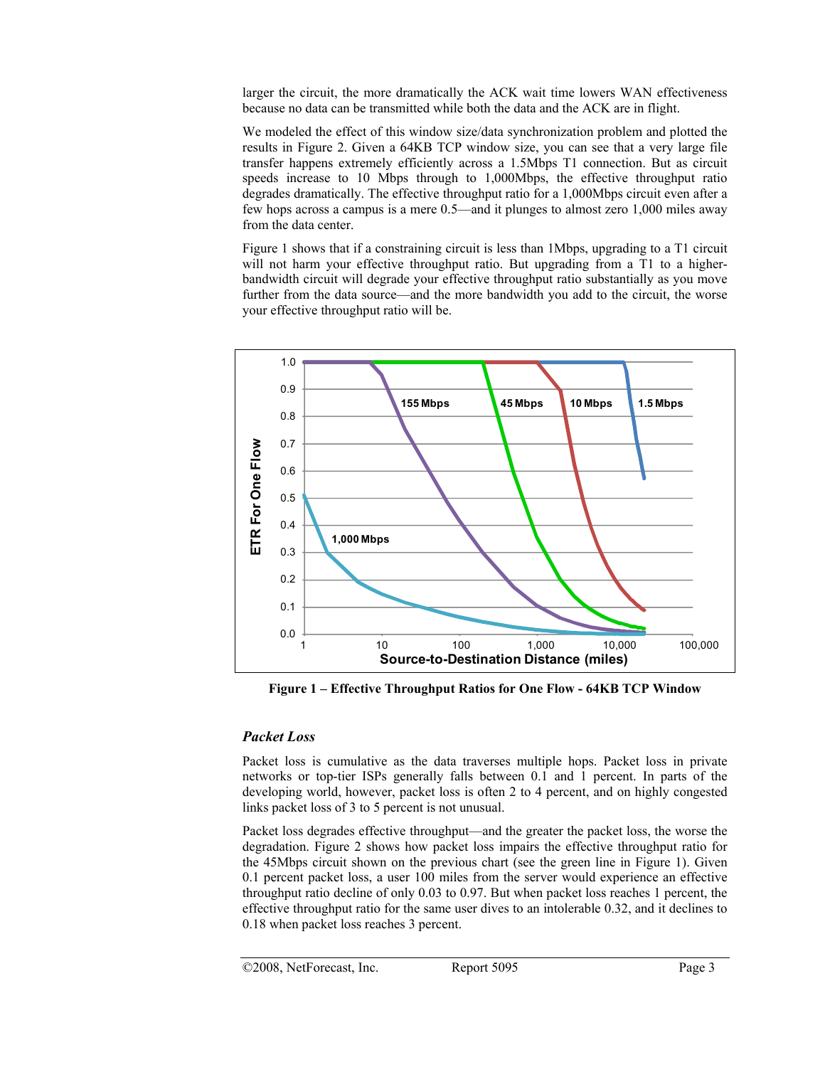larger the circuit, the more dramatically the ACK wait time lowers WAN effectiveness because no data can be transmitted while both the data and the ACK are in flight.

We modeled the effect of this window size/data synchronization problem and plotted the results in Figure 2. Given a 64KB TCP window size, you can see that a very large file transfer happens extremely efficiently across a 1.5Mbps T1 connection. But as circuit speeds increase to 10 Mbps through to 1,000Mbps, the effective throughput ratio degrades dramatically. The effective throughput ratio for a 1,000Mbps circuit even after a few hops across a campus is a mere 0.5—and it plunges to almost zero 1,000 miles away from the data center.

Figure 1 shows that if a constraining circuit is less than 1Mbps, upgrading to a T1 circuit will not harm your effective throughput ratio. But upgrading from a T1 to a higher-bandwidth circuit will degrade your effective throughput ratio substantially as you move further from the data source—and the more bandwidth you add to the circuit, the worse your effective throughput ratio will be.

**Figure 1 – Effective Throughput Ratios for One Flow - 64KB TCP Window**

### *Packet Loss*

Packet loss is cumulative as the data traverses multiple hops. Packet loss in private networks or top-tier ISPs generally falls between 0.1 and 1 percent. In parts of the developing world, however, packet loss is often 2 to 4 percent, and on highly congested links packet loss of 3 to 5 percent is not unusual.

Packet loss degrades effective throughput—and the greater the packet loss, the worse the degradation. Figure 2 shows how packet loss impairs the effective throughput ratio for the 45Mbps circuit shown on the previous chart (see the green line in Figure 1). Given 0.1 percent packet loss, a user 100 miles from the server would experience an effective throughput ratio decline of only 0.03 to 0.97. But when packet loss reaches 1 percent, the effective throughput ratio for the same user dives to an intolerable 0.32, and it declines to 0.18 when packet loss reaches 3 percent.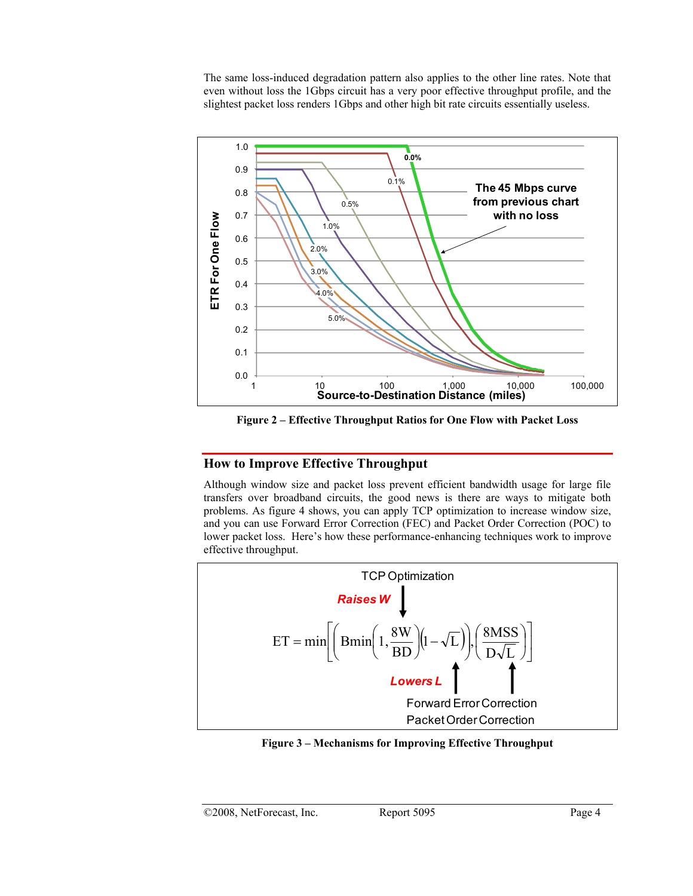The same loss-induced degradation pattern also applies to the other line rates. Note that even without loss the 1Gbps circuit has a very poor effective throughput profile, and the slightest packet loss renders 1Gbps and other high bit rate circuits essentially useless.

**Figure 2 – Effective Throughput Ratios for One Flow with Packet Loss**

## How to Improve Effective Throughput

Although window size and packet loss prevent efficient bandwidth usage for large file transfers over broadband circuits, the good news is there are ways to mitigate both problems. As figure 4 shows, you can apply TCP optimization to increase window size, and you can use Forward Error Correction (FEC) and Packet Order Correction (POC) to lower packet loss. Here's how these performance-enhancing techniques work to improve effective throughput.

TCP Optimization — *Raises W*

$$\text{ET} = \min\left[\left(\text{Bmin}\left(1, \frac{8W}{BD}\right)\left(1-\sqrt{L}\right)\right), \left(\frac{8\text{MSS}}{D\sqrt{L}}\right)\right]$$

*Lowers L* — Forward Error Correction, Packet Order Correction

**Figure 3 – Mechanisms for Improving Effective Throughput**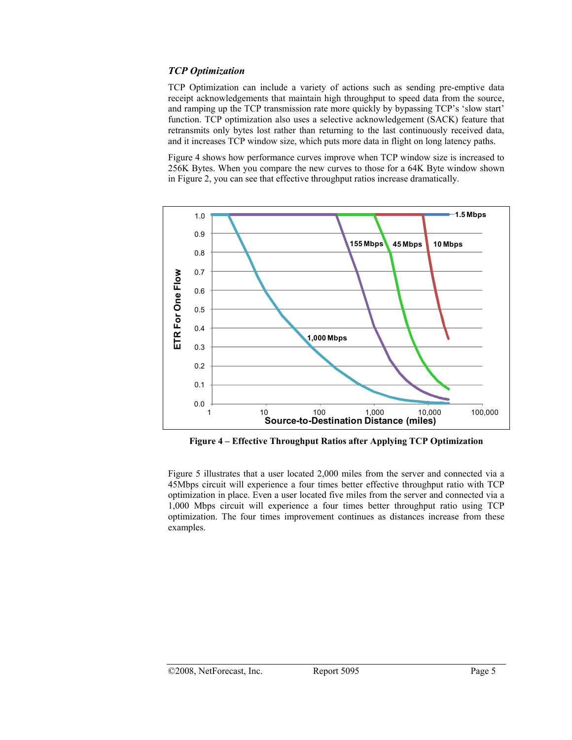### *TCP Optimization*

TCP Optimization can include a variety of actions such as sending pre-emptive data receipt acknowledgements that maintain high throughput to speed data from the source, and ramping up the TCP transmission rate more quickly by bypassing TCP's 'slow start' function. TCP optimization also uses a selective acknowledgement (SACK) feature that retransmits only bytes lost rather than returning to the last continuously received data, and it increases TCP window size, which puts more data in flight on long latency paths.

Figure 4 shows how performance curves improve when TCP window size is increased to 256K Bytes. When you compare the new curves to those for a 64K Byte window shown in Figure 2, you can see that effective throughput ratios increase dramatically.

**Figure 4 – Effective Throughput Ratios after Applying TCP Optimization**

Figure 5 illustrates that a user located 2,000 miles from the server and connected via a 45Mbps circuit will experience a four times better effective throughput ratio with TCP optimization in place. Even a user located five miles from the server and connected via a 1,000 Mbps circuit will experience a four times better throughput ratio using TCP optimization. The four times improvement continues as distances increase from these examples.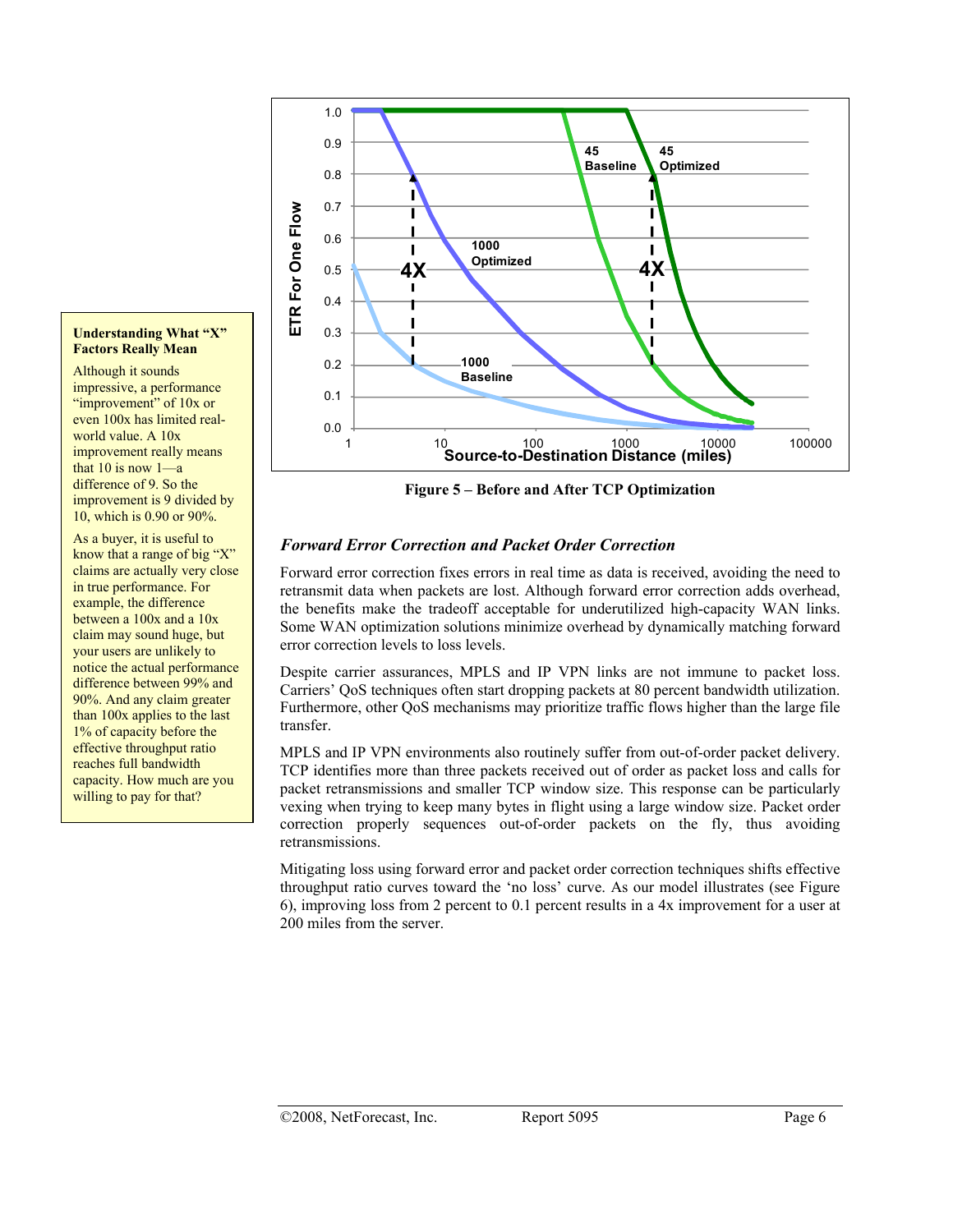Figure 5 – Before and After TCP Optimization

**Understanding What "X" Factors Really Mean**

Although it sounds impressive, a performance "improvement" of 10x or even 100x has limited real-world value. A 10x improvement really means that 10 is now 1—a difference of 9. So the improvement is 9 divided by 10, which is 0.90 or 90%.

As a buyer, it is useful to know that a range of big "X" claims are actually very close in true performance. For example, the difference between a 100x and a 10x claim may sound huge, but your users are unlikely to notice the actual performance difference between 99% and 90%. And any claim greater than 100x applies to the last 1% of capacity before the effective throughput ratio reaches full bandwidth capacity. How much are you willing to pay for that?

### *Forward Error Correction and Packet Order Correction*

Forward error correction fixes errors in real time as data is received, avoiding the need to retransmit data when packets are lost. Although forward error correction adds overhead, the benefits make the tradeoff acceptable for underutilized high-capacity WAN links. Some WAN optimization solutions minimize overhead by dynamically matching forward error correction levels to loss levels.

Despite carrier assurances, MPLS and IP VPN links are not immune to packet loss. Carriers' QoS techniques often start dropping packets at 80 percent bandwidth utilization. Furthermore, other QoS mechanisms may prioritize traffic flows higher than the large file transfer.

MPLS and IP VPN environments also routinely suffer from out-of-order packet delivery. TCP identifies more than three packets received out of order as packet loss and calls for packet retransmissions and smaller TCP window size. This response can be particularly vexing when trying to keep many bytes in flight using a large window size. Packet order correction properly sequences out-of-order packets on the fly, thus avoiding retransmissions.

Mitigating loss using forward error and packet order correction techniques shifts effective throughput ratio curves toward the 'no loss' curve. As our model illustrates (see Figure 6), improving loss from 2 percent to 0.1 percent results in a 4x improvement for a user at 200 miles from the server.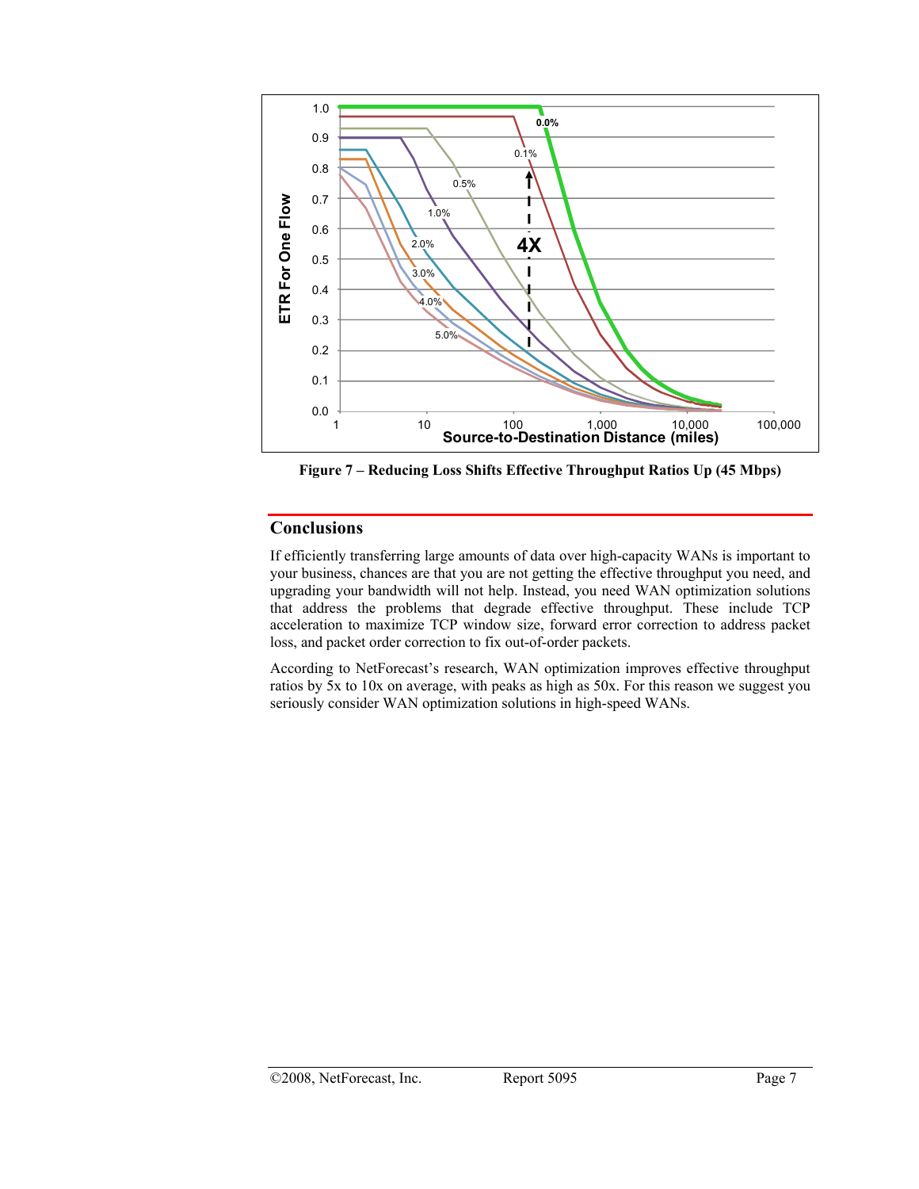Figure 7 – Reducing Loss Shifts Effective Throughput Ratios Up (45 Mbps)

## Conclusions

If efficiently transferring large amounts of data over high-capacity WANs is important to your business, chances are that you are not getting the effective throughput you need, and upgrading your bandwidth will not help. Instead, you need WAN optimization solutions that address the problems that degrade effective throughput. These include TCP acceleration to maximize TCP window size, forward error correction to address packet loss, and packet order correction to fix out-of-order packets.

According to NetForecast's research, WAN optimization improves effective throughput ratios by 5x to 10x on average, with peaks as high as 50x. For this reason we suggest you seriously consider WAN optimization solutions in high-speed WANs.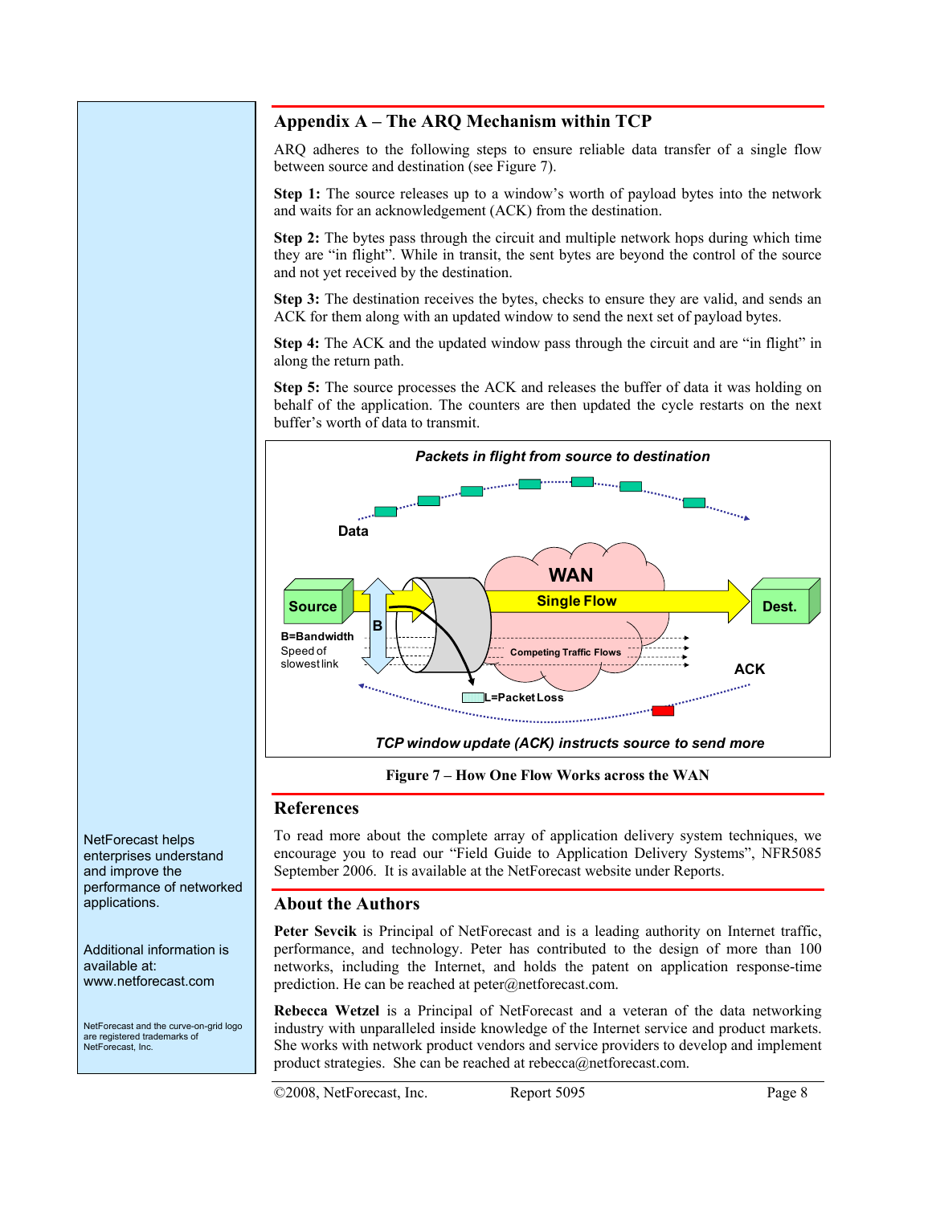## Appendix A – The ARQ Mechanism within TCP

ARQ adheres to the following steps to ensure reliable data transfer of a single flow between source and destination (see Figure 7).

**Step 1:** The source releases up to a window's worth of payload bytes into the network and waits for an acknowledgement (ACK) from the destination.

**Step 2:** The bytes pass through the circuit and multiple network hops during which time they are "in flight". While in transit, the sent bytes are beyond the control of the source and not yet received by the destination.

**Step 3:** The destination receives the bytes, checks to ensure they are valid, and sends an ACK for them along with an updated window to send the next set of payload bytes.

**Step 4:** The ACK and the updated window pass through the circuit and are "in flight" in along the return path.

**Step 5:** The source processes the ACK and releases the buffer of data it was holding on behalf of the application. The counters are then updated the cycle restarts on the next buffer's worth of data to transmit.

*Packets in flight from source to destination*

Data

WAN

Source

B

Single Flow

Dest.

B=Bandwidth
Speed of slowest link

Competing Traffic Flows

ACK

L=Packet Loss

*TCP window update (ACK) instructs source to send more*

**Figure 7 – How One Flow Works across the WAN**

## References

To read more about the complete array of application delivery system techniques, we encourage you to read our "Field Guide to Application Delivery Systems", NFR5085 September 2006. It is available at the NetForecast website under Reports.

## About the Authors

**Peter Sevcik** is Principal of NetForecast and is a leading authority on Internet traffic, performance, and technology. Peter has contributed to the design of more than 100 networks, including the Internet, and holds the patent on application response-time prediction. He can be reached at peter@netforecast.com.

**Rebecca Wetzel** is a Principal of NetForecast and a veteran of the data networking industry with unparalleled inside knowledge of the Internet service and product markets. She works with network product vendors and service providers to develop and implement product strategies. She can be reached at rebecca@netforecast.com.

NetForecast helps enterprises understand and improve the performance of networked applications.

Additional information is available at: www.netforecast.com

NetForecast and the curve-on-grid logo are registered trademarks of NetForecast, Inc.

©2008, NetForecast, Inc. Report 5095